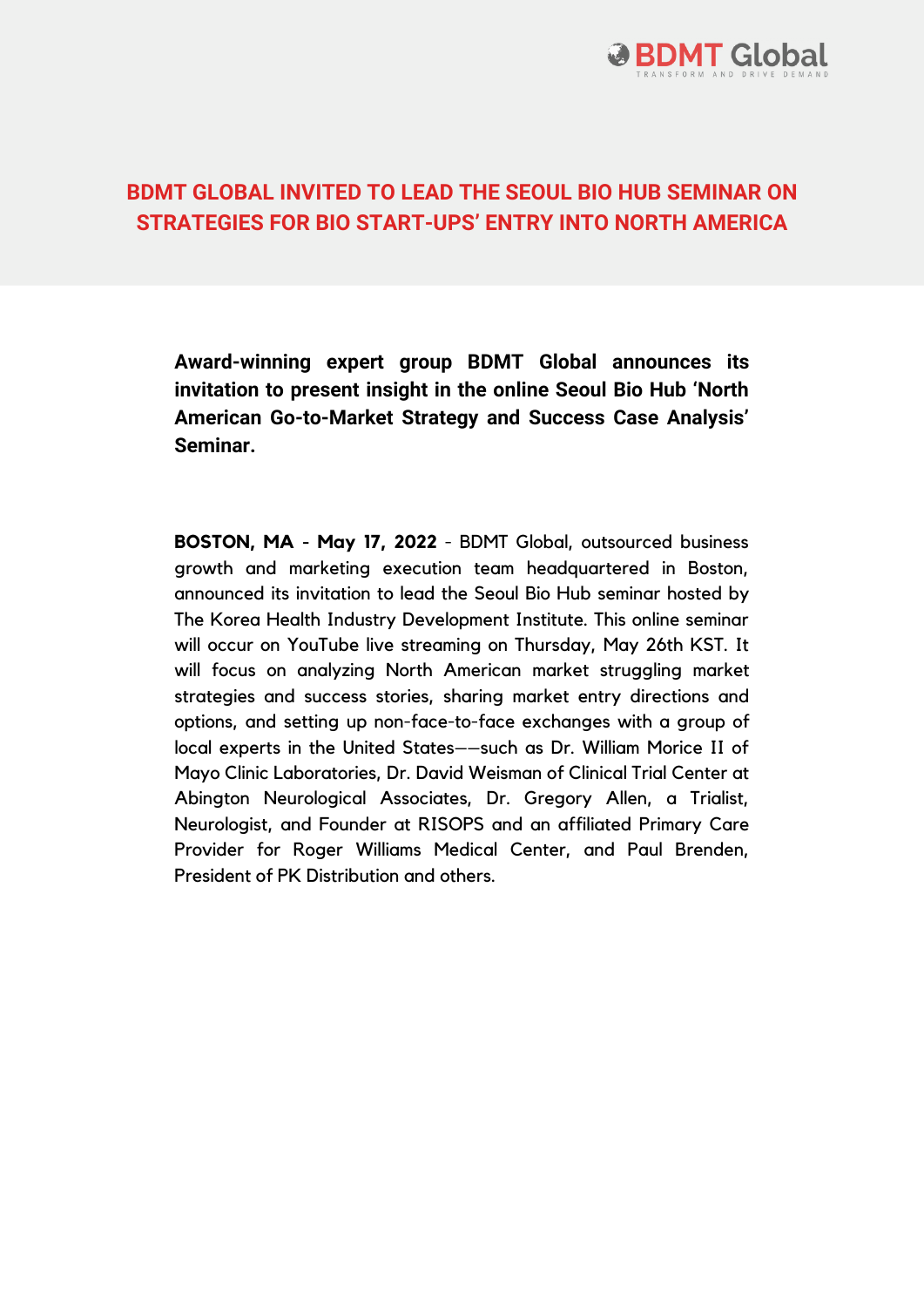# BDMT GLOBAL INVITED TO LEAD THE SEOUL BIO HUB SEMINAR ON STRATEGIES FOR BIO START-UPS' ENTRY INTO NORTH AMERICA

**Award-winning expert group BDMT Global announces its invitation to present insight in the online Seoul Bio Hub 'North American Go-to-Market Strategy and Success Case Analysis' Seminar.**

**BOSTON, MA - May 17, 2022** - BDMT Global, outsourced business growth and marketing execution team headquartered in Boston, announced its invitation to lead the Seoul Bio Hub seminar hosted by The Korea Health Industry Development Institute. This online seminar will occur on YouTube live streaming on Thursday, May 26th KST. It will focus on analyzing North American market struggling market strategies and success stories, sharing market entry directions and options, and setting up non-face-to-face exchanges with a group of local experts in the United States——such as Dr. William Morice II of Mayo Clinic Laboratories, Dr. David Weisman of Clinical Trial Center at Abington Neurological Associates, Dr. Gregory Allen, a Trialist, Neurologist, and Founder at RISOPS and an affiliated Primary Care Provider for Roger Williams Medical Center, and Paul Brenden, President of PK Distribution and others.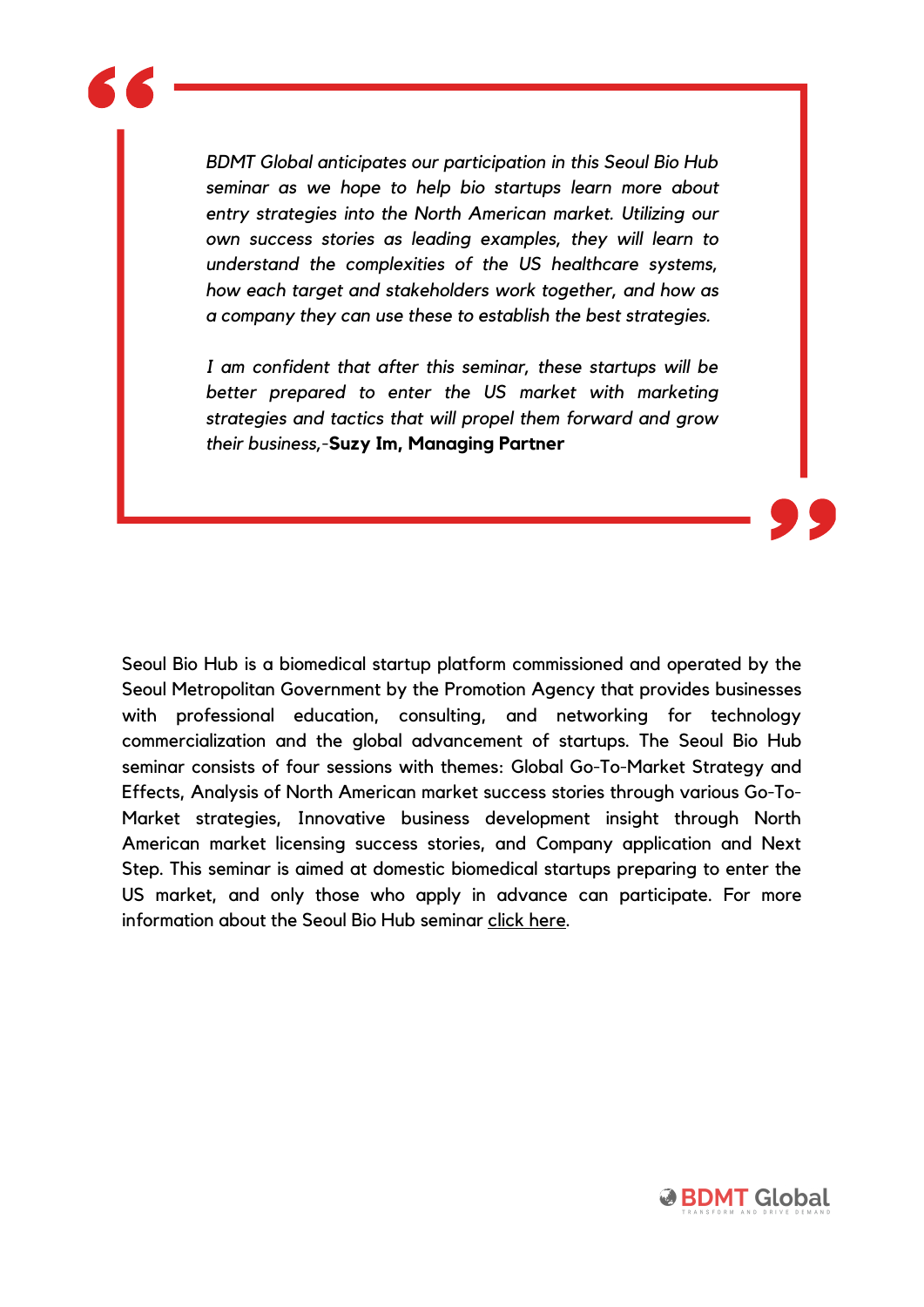> *BDMT Global anticipates our participation in this Seoul Bio Hub seminar as we hope to help bio startups learn more about entry strategies into the North American market. Utilizing our own success stories as leading examples, they will learn to understand the complexities of the US healthcare systems, how each target and stakeholders work together, and how as a company they can use these to establish the best strategies.*
>
> *I am confident that after this seminar, these startups will be better prepared to enter the US market with marketing strategies and tactics that will propel them forward and grow their business,-***Suzy Im, Managing Partner**

Seoul Bio Hub is a biomedical startup platform commissioned and operated by the Seoul Metropolitan Government by the Promotion Agency that provides businesses with professional education, consulting, and networking for technology commercialization and the global advancement of startups. The Seoul Bio Hub seminar consists of four sessions with themes: Global Go-To-Market Strategy and Effects, Analysis of North American market success stories through various Go-To-Market strategies, Innovative business development insight through North American market licensing success stories, and Company application and Next Step. This seminar is aimed at domestic biomedical startups preparing to enter the US market, and only those who apply in advance can participate. For more information about the Seoul Bio Hub seminar click here.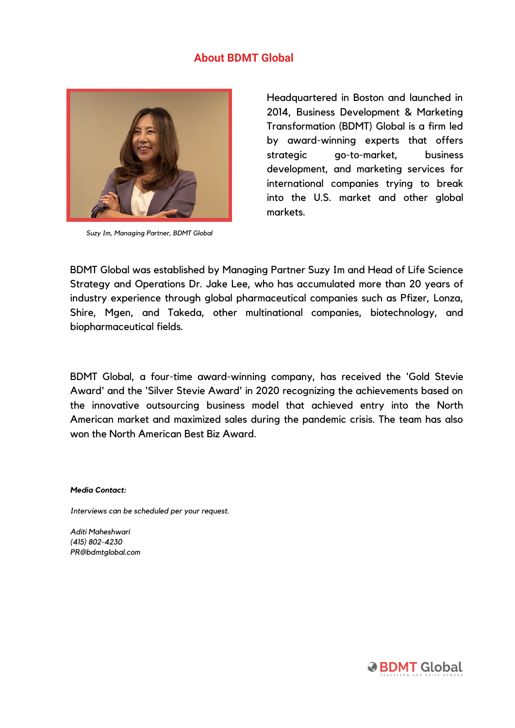## About BDMT Global

*Suzy Im, Managing Partner, BDMT Global*

Headquartered in Boston and launched in 2014, Business Development & Marketing Transformation (BDMT) Global is a firm led by award-winning experts that offers strategic go-to-market, business development, and marketing services for international companies trying to break into the U.S. market and other global markets.

BDMT Global was established by Managing Partner Suzy Im and Head of Life Science Strategy and Operations Dr. Jake Lee, who has accumulated more than 20 years of industry experience through global pharmaceutical companies such as Pfizer, Lonza, Shire, Mgen, and Takeda, other multinational companies, biotechnology, and biopharmaceutical fields.

BDMT Global, a four-time award-winning company, has received the 'Gold Stevie Award' and the 'Silver Stevie Award' in 2020 recognizing the achievements based on the innovative outsourcing business model that achieved entry into the North American market and maximized sales during the pandemic crisis. The team has also won the North American Best Biz Award.

***Media Contact:***

*Interviews can be scheduled per your request.*

*Aditi Maheshwari*
*(415) 802-4230*
*PR@bdmtglobal.com*

BDMT Global
TRANSFORM AND DRIVE DEMAND